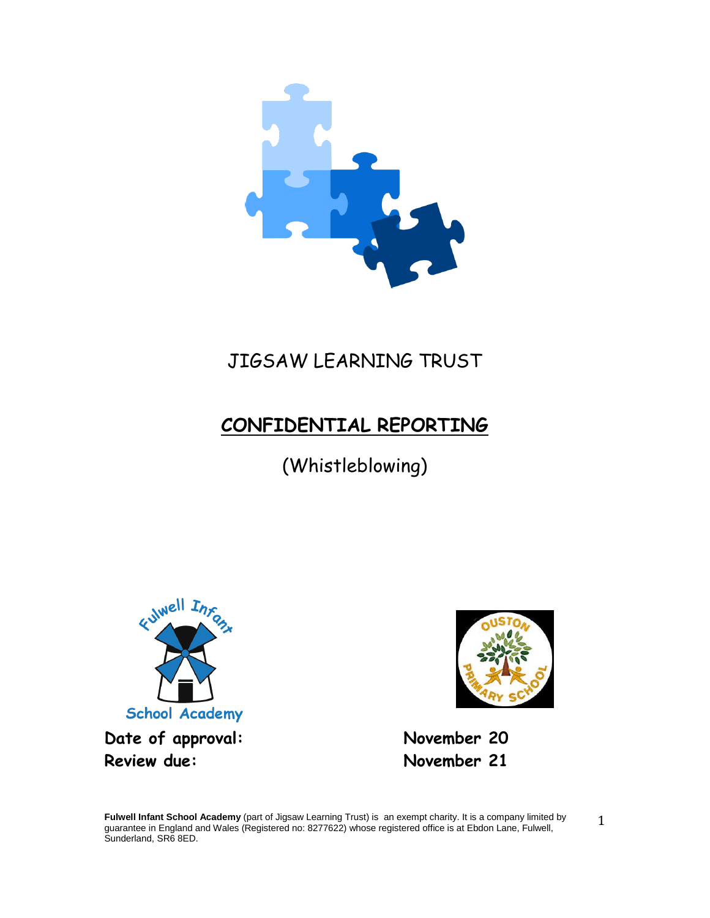# JIGSAW LEARNING TRUST

## CONFIDENTIAL REPORTING

(Whistleblowing)

Fulwell Infant School Academy

**Date of approval:** **November 20**

**Review due:** **November 21**

**Fulwell Infant School Academy** (part of Jigsaw Learning Trust) is an exempt charity. It is a company limited by guarantee in England and Wales (Registered no: 8277622) whose registered office is at Ebdon Lane, Fulwell, Sunderland, SR6 8ED.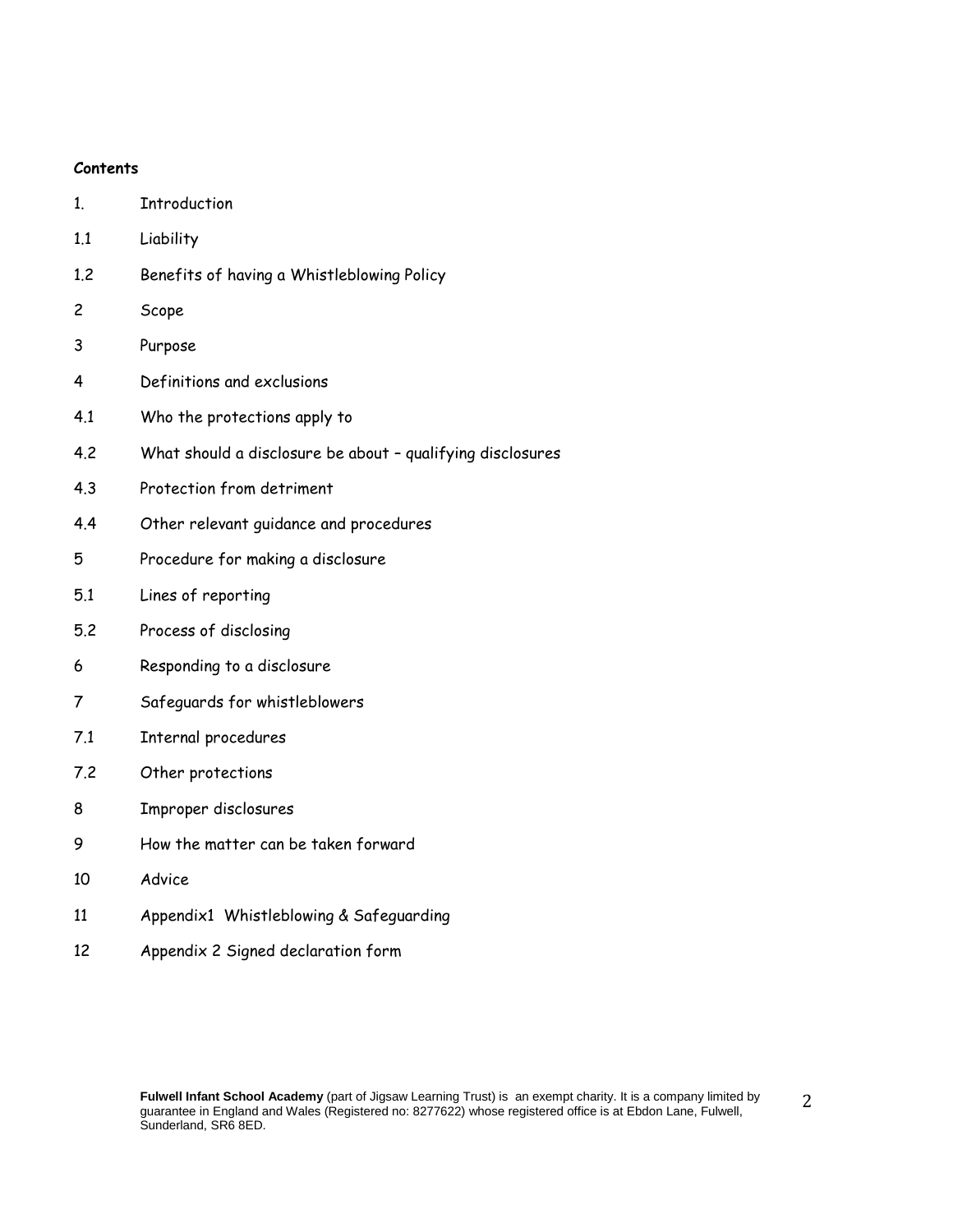**Contents**

1. Introduction
1.1 Liability
1.2 Benefits of having a Whistleblowing Policy
2 Scope
3 Purpose
4 Definitions and exclusions
4.1 Who the protections apply to
4.2 What should a disclosure be about – qualifying disclosures
4.3 Protection from detriment
4.4 Other relevant guidance and procedures
5 Procedure for making a disclosure
5.1 Lines of reporting
5.2 Process of disclosing
6 Responding to a disclosure
7 Safeguards for whistleblowers
7.1 Internal procedures
7.2 Other protections
8 Improper disclosures
9 How the matter can be taken forward
10 Advice
11 Appendix1 Whistleblowing & Safeguarding
12 Appendix 2 Signed declaration form

**Fulwell Infant School Academy** (part of Jigsaw Learning Trust) is an exempt charity. It is a company limited by guarantee in England and Wales (Registered no: 8277622) whose registered office is at Ebdon Lane, Fulwell, Sunderland, SR6 8ED.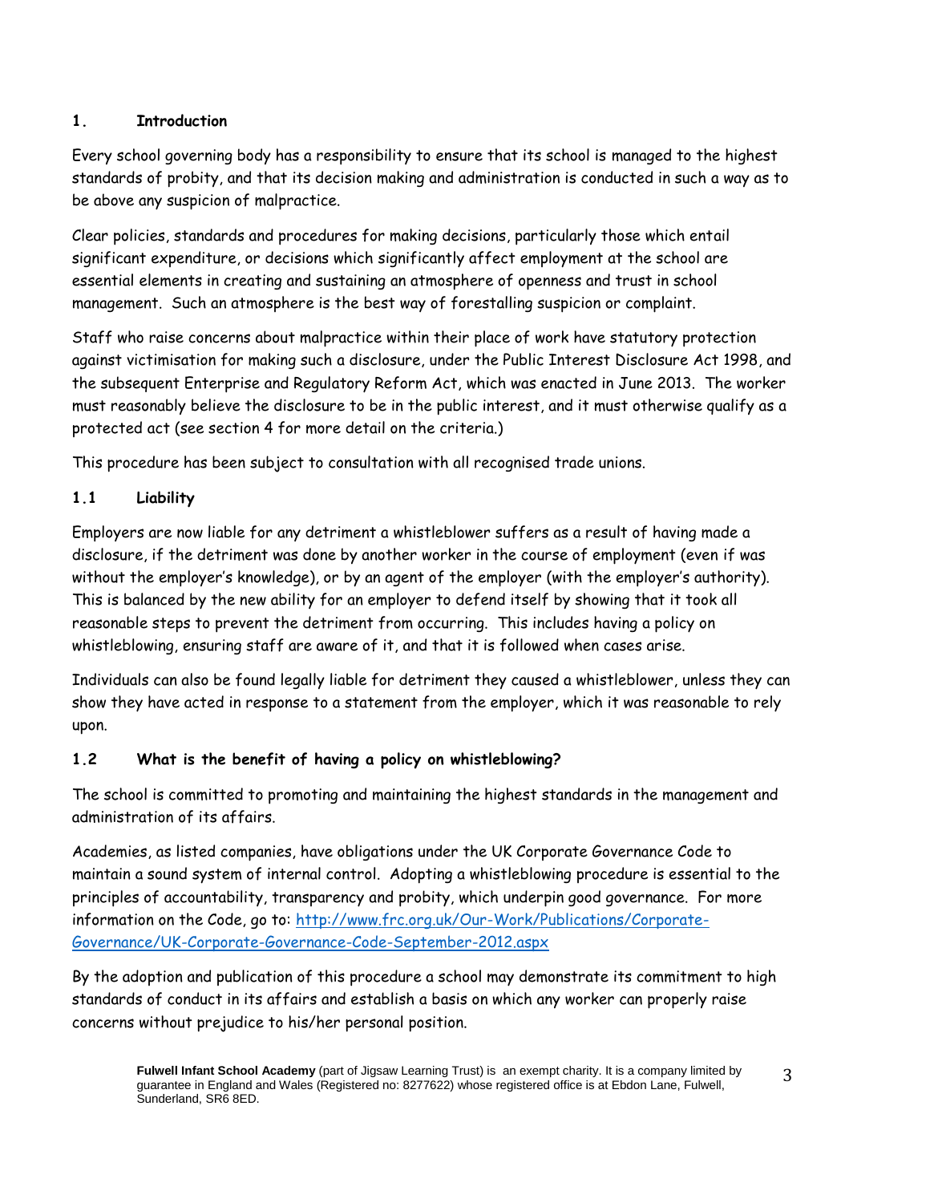## 1. Introduction

Every school governing body has a responsibility to ensure that its school is managed to the highest standards of probity, and that its decision making and administration is conducted in such a way as to be above any suspicion of malpractice.

Clear policies, standards and procedures for making decisions, particularly those which entail significant expenditure, or decisions which significantly affect employment at the school are essential elements in creating and sustaining an atmosphere of openness and trust in school management. Such an atmosphere is the best way of forestalling suspicion or complaint.

Staff who raise concerns about malpractice within their place of work have statutory protection against victimisation for making such a disclosure, under the Public Interest Disclosure Act 1998, and the subsequent Enterprise and Regulatory Reform Act, which was enacted in June 2013. The worker must reasonably believe the disclosure to be in the public interest, and it must otherwise qualify as a protected act (see section 4 for more detail on the criteria.)

This procedure has been subject to consultation with all recognised trade unions.

### 1.1 Liability

Employers are now liable for any detriment a whistleblower suffers as a result of having made a disclosure, if the detriment was done by another worker in the course of employment (even if was without the employer's knowledge), or by an agent of the employer (with the employer's authority). This is balanced by the new ability for an employer to defend itself by showing that it took all reasonable steps to prevent the detriment from occurring. This includes having a policy on whistleblowing, ensuring staff are aware of it, and that it is followed when cases arise.

Individuals can also be found legally liable for detriment they caused a whistleblower, unless they can show they have acted in response to a statement from the employer, which it was reasonable to rely upon.

### 1.2 What is the benefit of having a policy on whistleblowing?

The school is committed to promoting and maintaining the highest standards in the management and administration of its affairs.

Academies, as listed companies, have obligations under the UK Corporate Governance Code to maintain a sound system of internal control. Adopting a whistleblowing procedure is essential to the principles of accountability, transparency and probity, which underpin good governance. For more information on the Code, go to: [http://www.frc.org.uk/Our-Work/Publications/Corporate-Governance/UK-Corporate-Governance-Code-September-2012.aspx](http://www.frc.org.uk/Our-Work/Publications/Corporate-Governance/UK-Corporate-Governance-Code-September-2012.aspx)

By the adoption and publication of this procedure a school may demonstrate its commitment to high standards of conduct in its affairs and establish a basis on which any worker can properly raise concerns without prejudice to his/her personal position.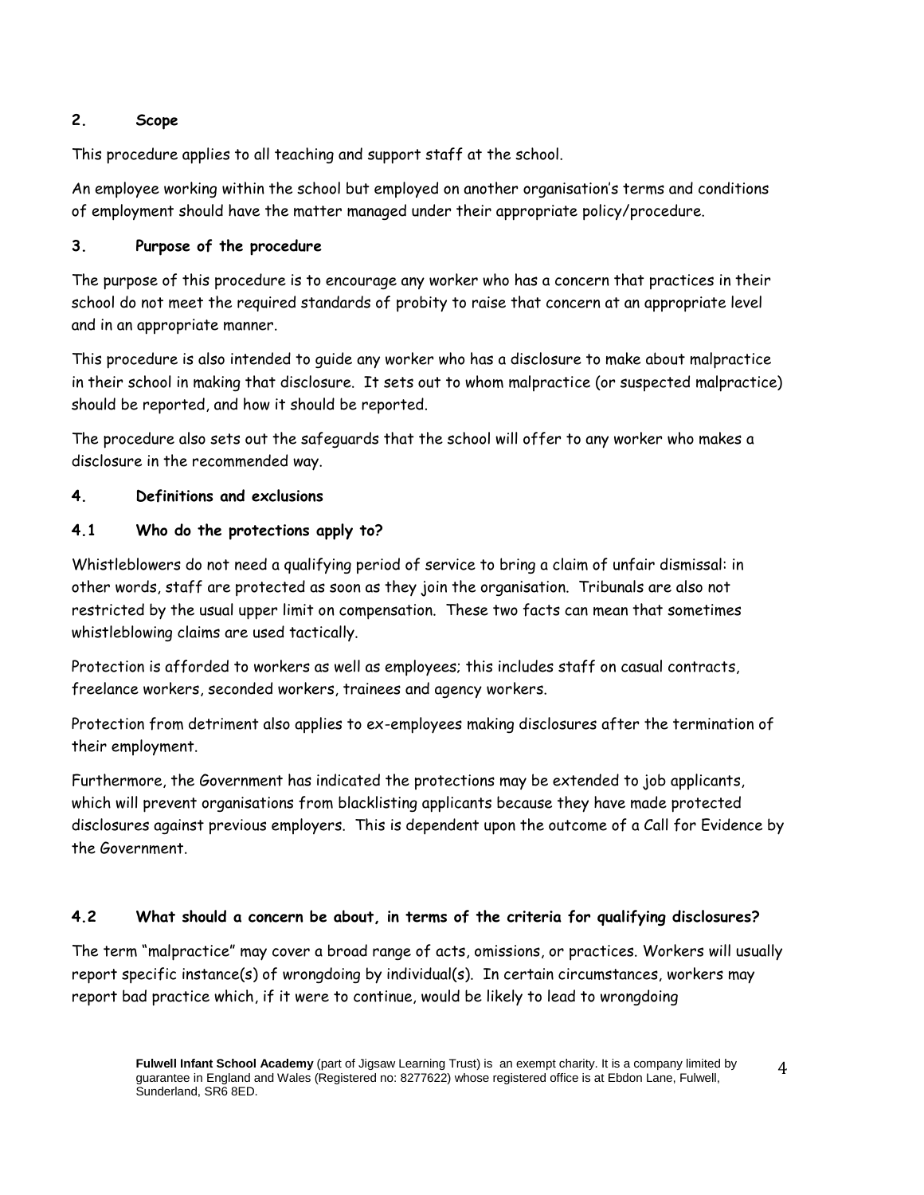## 2. Scope

This procedure applies to all teaching and support staff at the school.

An employee working within the school but employed on another organisation's terms and conditions of employment should have the matter managed under their appropriate policy/procedure.

## 3. Purpose of the procedure

The purpose of this procedure is to encourage any worker who has a concern that practices in their school do not meet the required standards of probity to raise that concern at an appropriate level and in an appropriate manner.

This procedure is also intended to guide any worker who has a disclosure to make about malpractice in their school in making that disclosure. It sets out to whom malpractice (or suspected malpractice) should be reported, and how it should be reported.

The procedure also sets out the safeguards that the school will offer to any worker who makes a disclosure in the recommended way.

## 4. Definitions and exclusions

### 4.1 Who do the protections apply to?

Whistleblowers do not need a qualifying period of service to bring a claim of unfair dismissal: in other words, staff are protected as soon as they join the organisation. Tribunals are also not restricted by the usual upper limit on compensation. These two facts can mean that sometimes whistleblowing claims are used tactically.

Protection is afforded to workers as well as employees; this includes staff on casual contracts, freelance workers, seconded workers, trainees and agency workers.

Protection from detriment also applies to ex-employees making disclosures after the termination of their employment.

Furthermore, the Government has indicated the protections may be extended to job applicants, which will prevent organisations from blacklisting applicants because they have made protected disclosures against previous employers. This is dependent upon the outcome of a Call for Evidence by the Government.

### 4.2 What should a concern be about, in terms of the criteria for qualifying disclosures?

The term "malpractice" may cover a broad range of acts, omissions, or practices. Workers will usually report specific instance(s) of wrongdoing by individual(s). In certain circumstances, workers may report bad practice which, if it were to continue, would be likely to lead to wrongdoing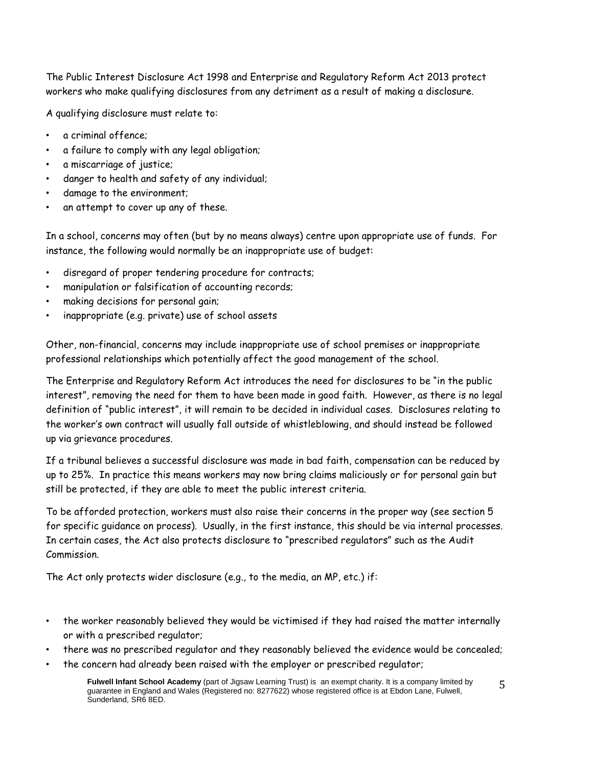The Public Interest Disclosure Act 1998 and Enterprise and Regulatory Reform Act 2013 protect workers who make qualifying disclosures from any detriment as a result of making a disclosure.

A qualifying disclosure must relate to:

- a criminal offence;
- a failure to comply with any legal obligation;
- a miscarriage of justice;
- danger to health and safety of any individual;
- damage to the environment;
- an attempt to cover up any of these.

In a school, concerns may often (but by no means always) centre upon appropriate use of funds. For instance, the following would normally be an inappropriate use of budget:

- disregard of proper tendering procedure for contracts;
- manipulation or falsification of accounting records;
- making decisions for personal gain;
- inappropriate (e.g. private) use of school assets

Other, non-financial, concerns may include inappropriate use of school premises or inappropriate professional relationships which potentially affect the good management of the school.

The Enterprise and Regulatory Reform Act introduces the need for disclosures to be "in the public interest", removing the need for them to have been made in good faith. However, as there is no legal definition of "public interest", it will remain to be decided in individual cases. Disclosures relating to the worker's own contract will usually fall outside of whistleblowing, and should instead be followed up via grievance procedures.

If a tribunal believes a successful disclosure was made in bad faith, compensation can be reduced by up to 25%. In practice this means workers may now bring claims maliciously or for personal gain but still be protected, if they are able to meet the public interest criteria.

To be afforded protection, workers must also raise their concerns in the proper way (see section 5 for specific guidance on process). Usually, in the first instance, this should be via internal processes. In certain cases, the Act also protects disclosure to "prescribed regulators" such as the Audit Commission.

The Act only protects wider disclosure (e.g., to the media, an MP, etc.) if:

- the worker reasonably believed they would be victimised if they had raised the matter internally or with a prescribed regulator;
- there was no prescribed regulator and they reasonably believed the evidence would be concealed;
- the concern had already been raised with the employer or prescribed regulator;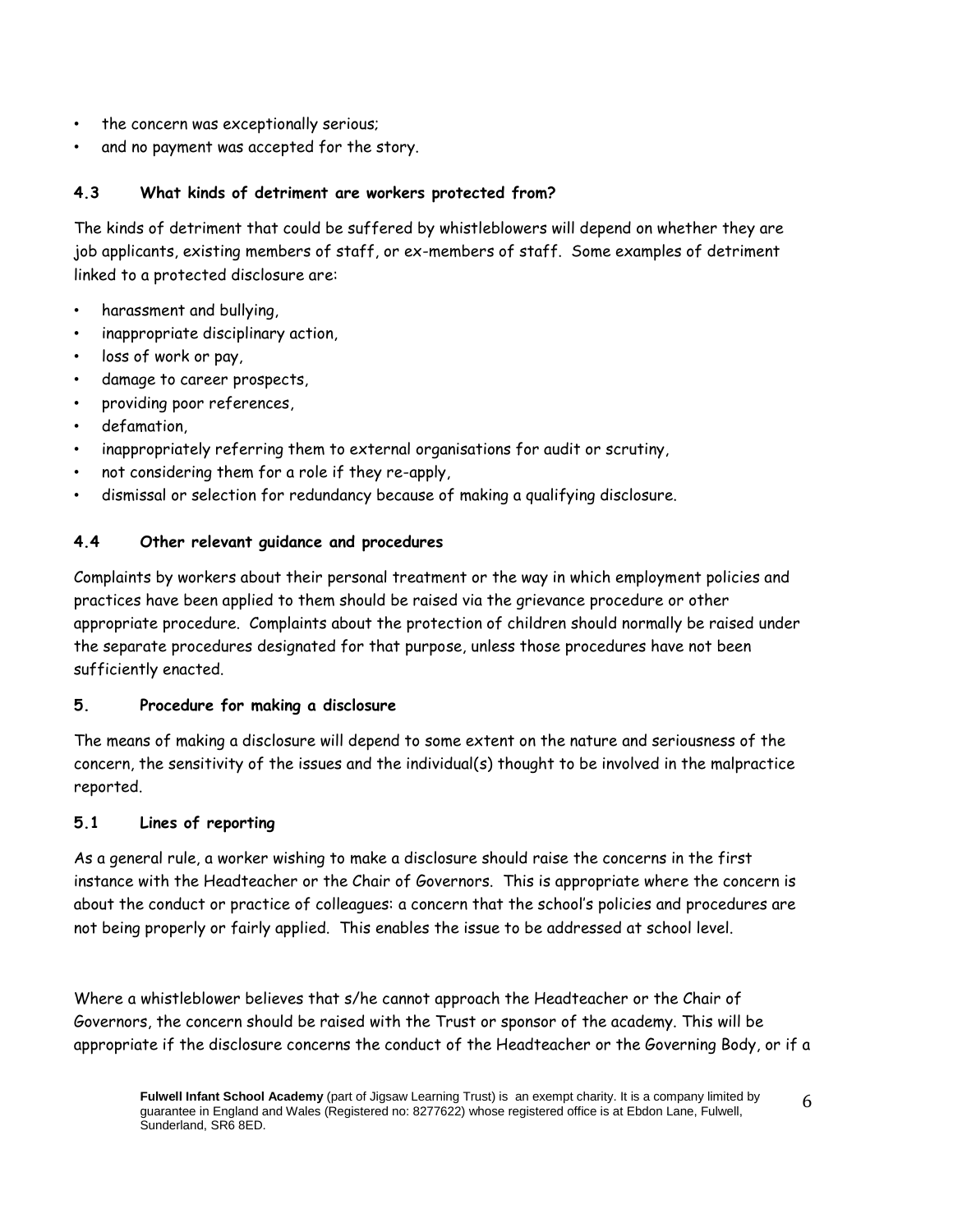- the concern was exceptionally serious;
- and no payment was accepted for the story.

### 4.3 What kinds of detriment are workers protected from?

The kinds of detriment that could be suffered by whistleblowers will depend on whether they are job applicants, existing members of staff, or ex-members of staff. Some examples of detriment linked to a protected disclosure are:

- harassment and bullying,
- inappropriate disciplinary action,
- loss of work or pay,
- damage to career prospects,
- providing poor references,
- defamation,
- inappropriately referring them to external organisations for audit or scrutiny,
- not considering them for a role if they re-apply,
- dismissal or selection for redundancy because of making a qualifying disclosure.

### 4.4 Other relevant guidance and procedures

Complaints by workers about their personal treatment or the way in which employment policies and practices have been applied to them should be raised via the grievance procedure or other appropriate procedure. Complaints about the protection of children should normally be raised under the separate procedures designated for that purpose, unless those procedures have not been sufficiently enacted.

## 5. Procedure for making a disclosure

The means of making a disclosure will depend to some extent on the nature and seriousness of the concern, the sensitivity of the issues and the individual(s) thought to be involved in the malpractice reported.

### 5.1 Lines of reporting

As a general rule, a worker wishing to make a disclosure should raise the concerns in the first instance with the Headteacher or the Chair of Governors. This is appropriate where the concern is about the conduct or practice of colleagues: a concern that the school's policies and procedures are not being properly or fairly applied. This enables the issue to be addressed at school level.

Where a whistleblower believes that s/he cannot approach the Headteacher or the Chair of Governors, the concern should be raised with the Trust or sponsor of the academy. This will be appropriate if the disclosure concerns the conduct of the Headteacher or the Governing Body, or if a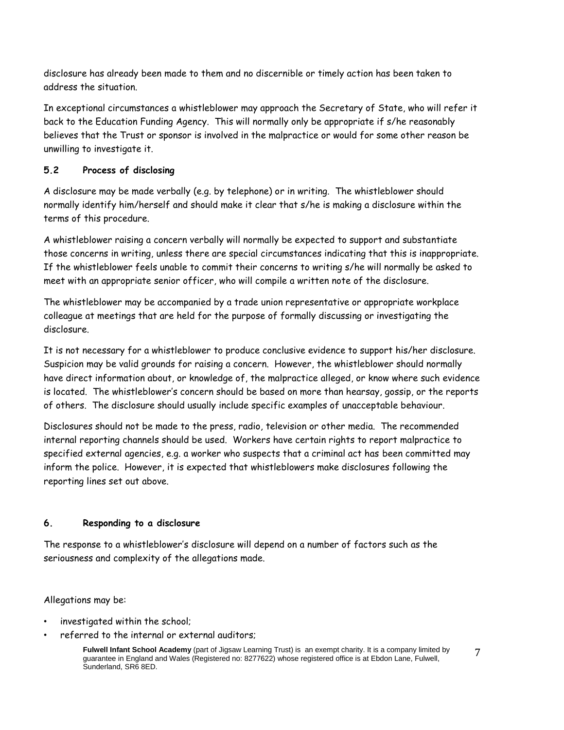disclosure has already been made to them and no discernible or timely action has been taken to address the situation.

In exceptional circumstances a whistleblower may approach the Secretary of State, who will refer it back to the Education Funding Agency. This will normally only be appropriate if s/he reasonably believes that the Trust or sponsor is involved in the malpractice or would for some other reason be unwilling to investigate it.

### 5.2 Process of disclosing

A disclosure may be made verbally (e.g. by telephone) or in writing. The whistleblower should normally identify him/herself and should make it clear that s/he is making a disclosure within the terms of this procedure.

A whistleblower raising a concern verbally will normally be expected to support and substantiate those concerns in writing, unless there are special circumstances indicating that this is inappropriate. If the whistleblower feels unable to commit their concerns to writing s/he will normally be asked to meet with an appropriate senior officer, who will compile a written note of the disclosure.

The whistleblower may be accompanied by a trade union representative or appropriate workplace colleague at meetings that are held for the purpose of formally discussing or investigating the disclosure.

It is not necessary for a whistleblower to produce conclusive evidence to support his/her disclosure. Suspicion may be valid grounds for raising a concern. However, the whistleblower should normally have direct information about, or knowledge of, the malpractice alleged, or know where such evidence is located. The whistleblower's concern should be based on more than hearsay, gossip, or the reports of others. The disclosure should usually include specific examples of unacceptable behaviour.

Disclosures should not be made to the press, radio, television or other media. The recommended internal reporting channels should be used. Workers have certain rights to report malpractice to specified external agencies, e.g. a worker who suspects that a criminal act has been committed may inform the police. However, it is expected that whistleblowers make disclosures following the reporting lines set out above.

## 6. Responding to a disclosure

The response to a whistleblower's disclosure will depend on a number of factors such as the seriousness and complexity of the allegations made.

Allegations may be:

- investigated within the school;
- referred to the internal or external auditors;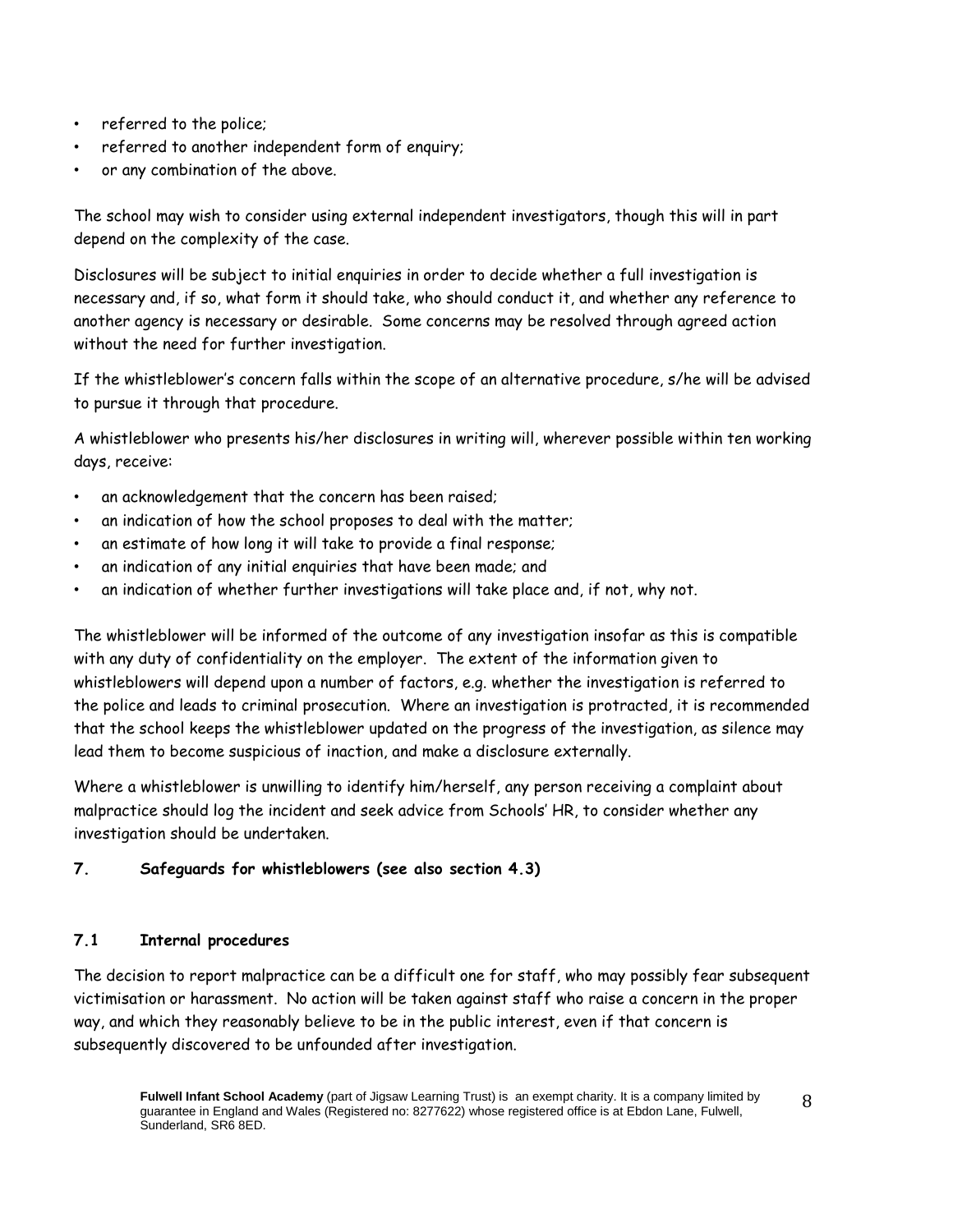- referred to the police;
- referred to another independent form of enquiry;
- or any combination of the above.

The school may wish to consider using external independent investigators, though this will in part depend on the complexity of the case.

Disclosures will be subject to initial enquiries in order to decide whether a full investigation is necessary and, if so, what form it should take, who should conduct it, and whether any reference to another agency is necessary or desirable. Some concerns may be resolved through agreed action without the need for further investigation.

If the whistleblower's concern falls within the scope of an alternative procedure, s/he will be advised to pursue it through that procedure.

A whistleblower who presents his/her disclosures in writing will, wherever possible within ten working days, receive:

- an acknowledgement that the concern has been raised;
- an indication of how the school proposes to deal with the matter;
- an estimate of how long it will take to provide a final response;
- an indication of any initial enquiries that have been made; and
- an indication of whether further investigations will take place and, if not, why not.

The whistleblower will be informed of the outcome of any investigation insofar as this is compatible with any duty of confidentiality on the employer. The extent of the information given to whistleblowers will depend upon a number of factors, e.g. whether the investigation is referred to the police and leads to criminal prosecution. Where an investigation is protracted, it is recommended that the school keeps the whistleblower updated on the progress of the investigation, as silence may lead them to become suspicious of inaction, and make a disclosure externally.

Where a whistleblower is unwilling to identify him/herself, any person receiving a complaint about malpractice should log the incident and seek advice from Schools' HR, to consider whether any investigation should be undertaken.

## 7. Safeguards for whistleblowers (see also section 4.3)

### 7.1 Internal procedures

The decision to report malpractice can be a difficult one for staff, who may possibly fear subsequent victimisation or harassment. No action will be taken against staff who raise a concern in the proper way, and which they reasonably believe to be in the public interest, even if that concern is subsequently discovered to be unfounded after investigation.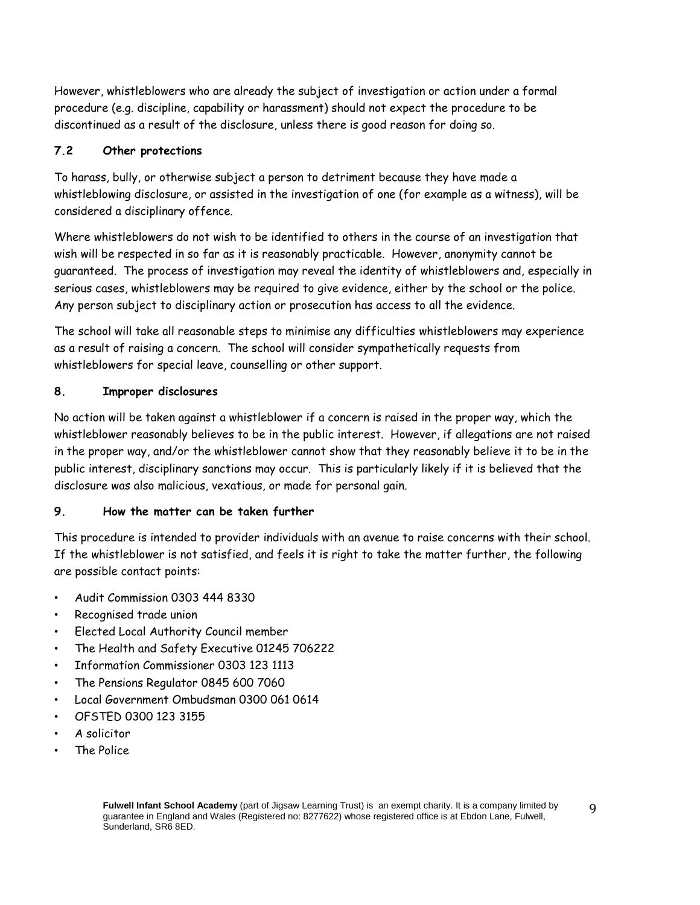However, whistleblowers who are already the subject of investigation or action under a formal procedure (e.g. discipline, capability or harassment) should not expect the procedure to be discontinued as a result of the disclosure, unless there is good reason for doing so.

### 7.2 Other protections

To harass, bully, or otherwise subject a person to detriment because they have made a whistleblowing disclosure, or assisted in the investigation of one (for example as a witness), will be considered a disciplinary offence.

Where whistleblowers do not wish to be identified to others in the course of an investigation that wish will be respected in so far as it is reasonably practicable. However, anonymity cannot be guaranteed. The process of investigation may reveal the identity of whistleblowers and, especially in serious cases, whistleblowers may be required to give evidence, either by the school or the police. Any person subject to disciplinary action or prosecution has access to all the evidence.

The school will take all reasonable steps to minimise any difficulties whistleblowers may experience as a result of raising a concern. The school will consider sympathetically requests from whistleblowers for special leave, counselling or other support.

## 8. Improper disclosures

No action will be taken against a whistleblower if a concern is raised in the proper way, which the whistleblower reasonably believes to be in the public interest. However, if allegations are not raised in the proper way, and/or the whistleblower cannot show that they reasonably believe it to be in the public interest, disciplinary sanctions may occur. This is particularly likely if it is believed that the disclosure was also malicious, vexatious, or made for personal gain.

## 9. How the matter can be taken further

This procedure is intended to provider individuals with an avenue to raise concerns with their school. If the whistleblower is not satisfied, and feels it is right to take the matter further, the following are possible contact points:

- Audit Commission 0303 444 8330
- Recognised trade union
- Elected Local Authority Council member
- The Health and Safety Executive 01245 706222
- Information Commissioner 0303 123 1113
- The Pensions Regulator 0845 600 7060
- Local Government Ombudsman 0300 061 0614
- OFSTED 0300 123 3155
- A solicitor
- The Police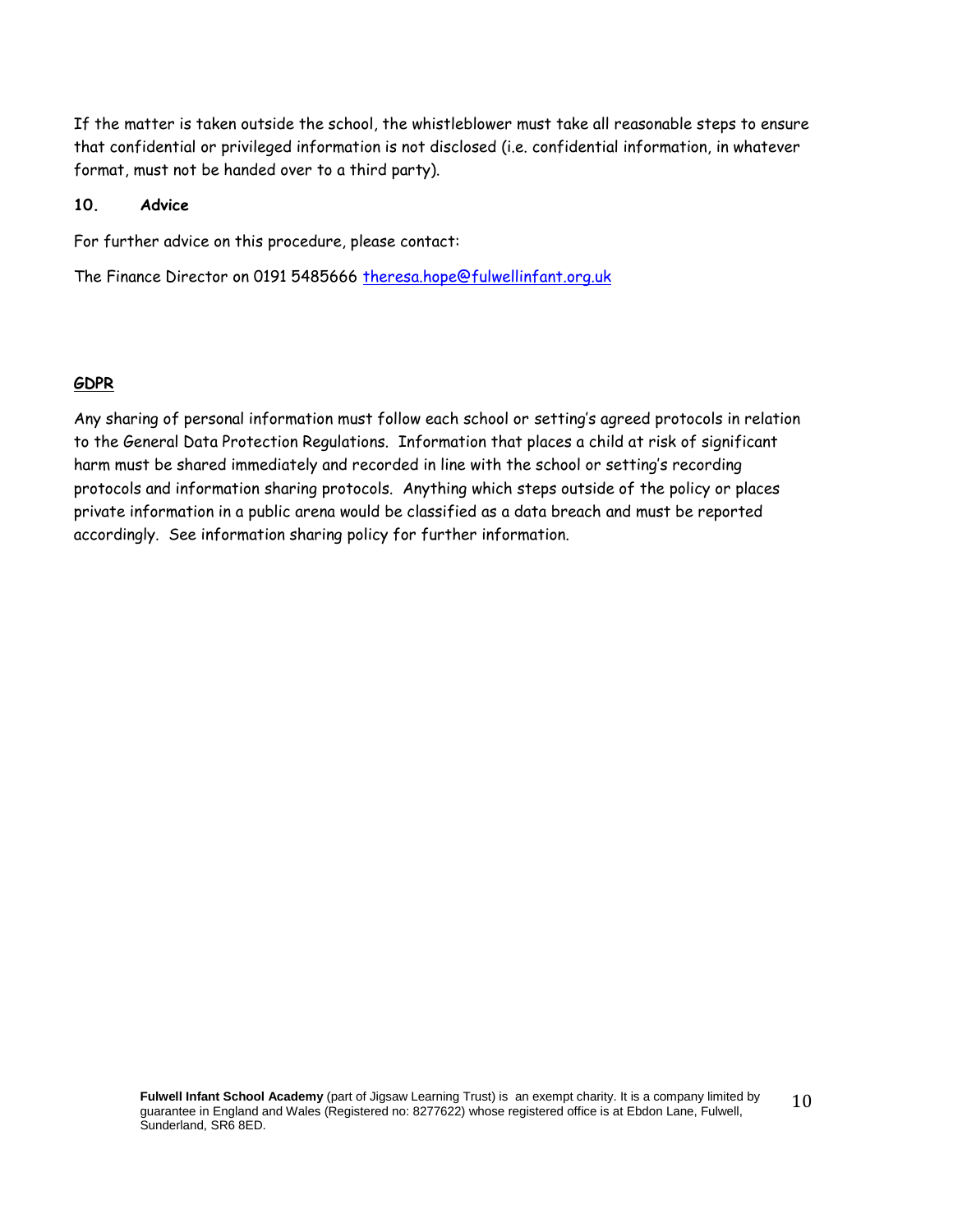If the matter is taken outside the school, the whistleblower must take all reasonable steps to ensure that confidential or privileged information is not disclosed (i.e. confidential information, in whatever format, must not be handed over to a third party).

## 10. Advice

For further advice on this procedure, please contact:

The Finance Director on 0191 5485666 theresa.hope@fulwellinfant.org.uk

## GDPR

Any sharing of personal information must follow each school or setting's agreed protocols in relation to the General Data Protection Regulations. Information that places a child at risk of significant harm must be shared immediately and recorded in line with the school or setting's recording protocols and information sharing protocols. Anything which steps outside of the policy or places private information in a public arena would be classified as a data breach and must be reported accordingly. See information sharing policy for further information.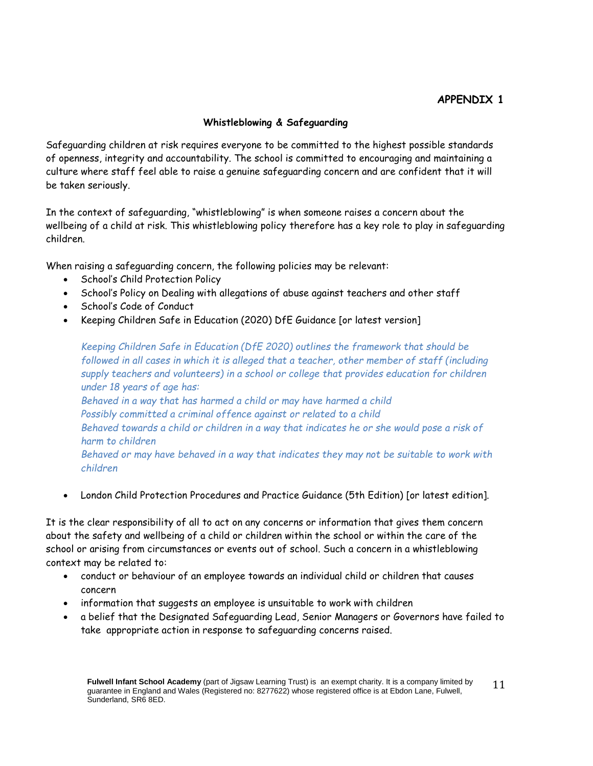**APPENDIX 1**

**Whistleblowing & Safeguarding**

Safeguarding children at risk requires everyone to be committed to the highest possible standards of openness, integrity and accountability. The school is committed to encouraging and maintaining a culture where staff feel able to raise a genuine safeguarding concern and are confident that it will be taken seriously.

In the context of safeguarding, "whistleblowing" is when someone raises a concern about the wellbeing of a child at risk. This whistleblowing policy therefore has a key role to play in safeguarding children.

When raising a safeguarding concern, the following policies may be relevant:

- School's Child Protection Policy
- School's Policy on Dealing with allegations of abuse against teachers and other staff
- School's Code of Conduct
- Keeping Children Safe in Education (2020) DfE Guidance [or latest version]

  *Keeping Children Safe in Education (DfE 2020) outlines the framework that should be followed in all cases in which it is alleged that a teacher, other member of staff (including supply teachers and volunteers) in a school or college that provides education for children under 18 years of age has:*
  *Behaved in a way that has harmed a child or may have harmed a child*
  *Possibly committed a criminal offence against or related to a child*
  *Behaved towards a child or children in a way that indicates he or she would pose a risk of harm to children*
  *Behaved or may have behaved in a way that indicates they may not be suitable to work with children*

- London Child Protection Procedures and Practice Guidance (5th Edition) [or latest edition].

It is the clear responsibility of all to act on any concerns or information that gives them concern about the safety and wellbeing of a child or children within the school or within the care of the school or arising from circumstances or events out of school. Such a concern in a whistleblowing context may be related to:

- conduct or behaviour of an employee towards an individual child or children that causes concern
- information that suggests an employee is unsuitable to work with children
- a belief that the Designated Safeguarding Lead, Senior Managers or Governors have failed to take appropriate action in response to safeguarding concerns raised.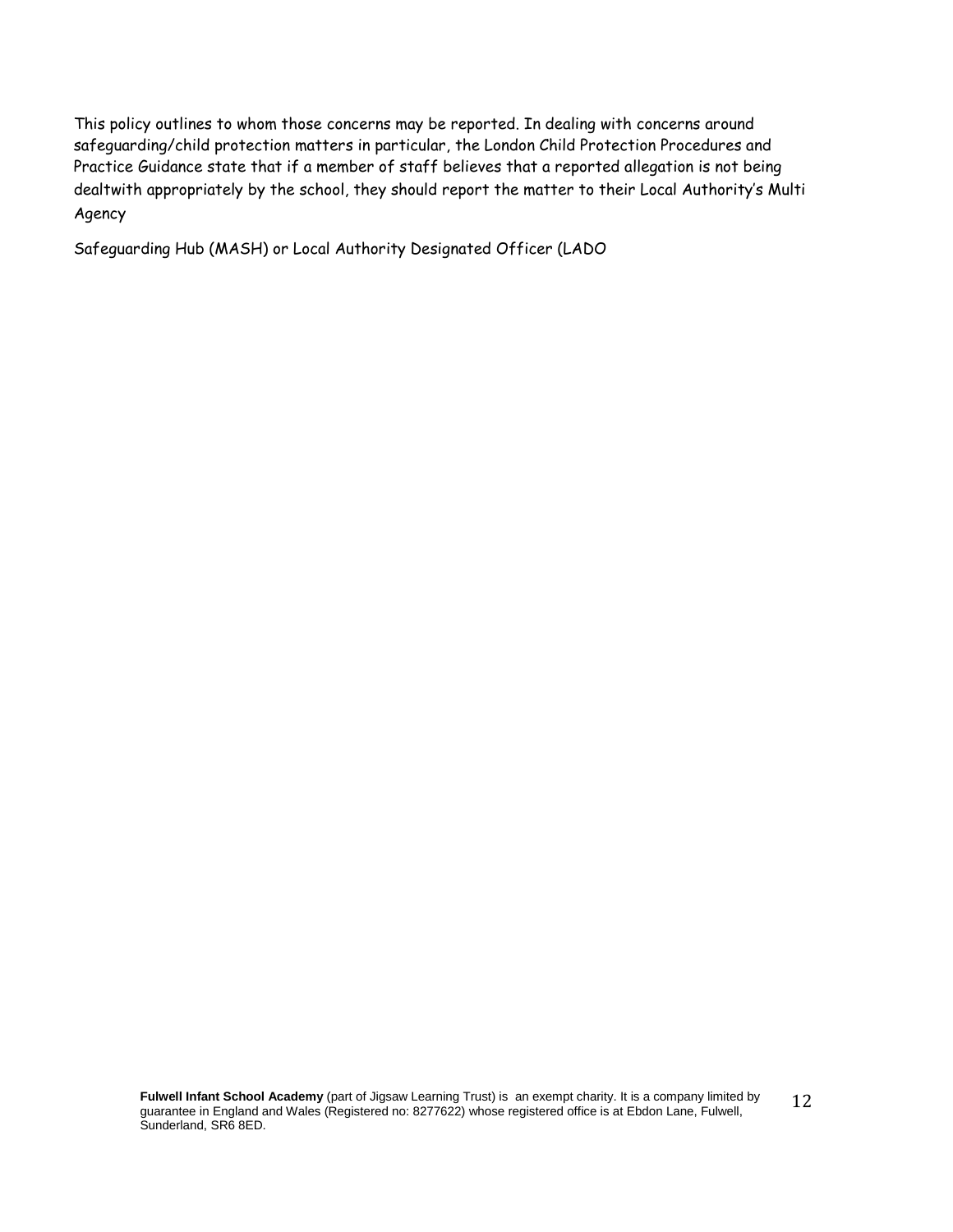This policy outlines to whom those concerns may be reported. In dealing with concerns around safeguarding/child protection matters in particular, the London Child Protection Procedures and Practice Guidance state that if a member of staff believes that a reported allegation is not being dealtwith appropriately by the school, they should report the matter to their Local Authority's Multi Agency

Safeguarding Hub (MASH) or Local Authority Designated Officer (LADO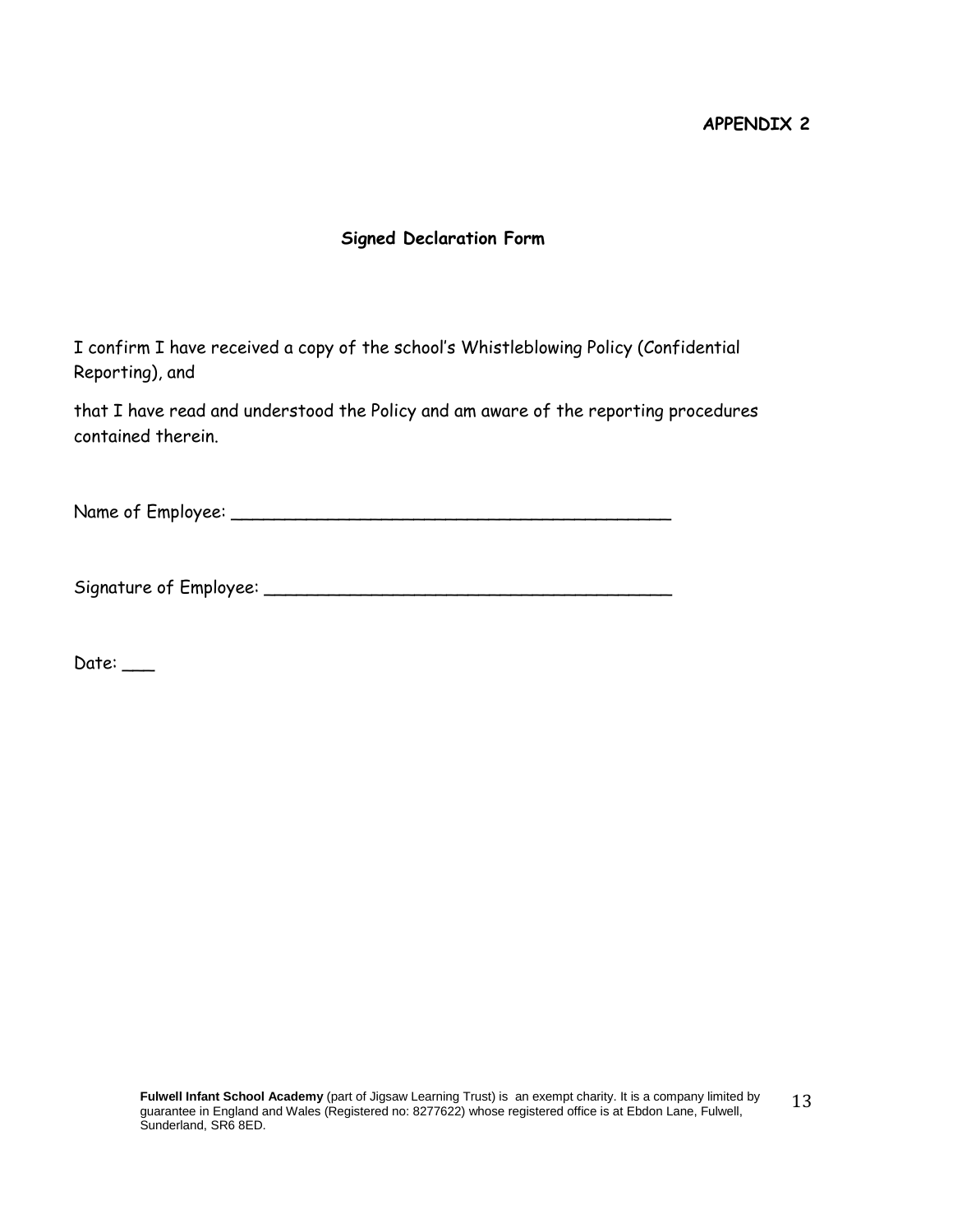**APPENDIX 2**

## Signed Declaration Form

I confirm I have received a copy of the school's Whistleblowing Policy (Confidential Reporting), and

that I have read and understood the Policy and am aware of the reporting procedures contained therein.

Name of Employee: ________________________________________

Signature of Employee: ____________________________________

Date: ___

**Fulwell Infant School Academy** (part of Jigsaw Learning Trust) is an exempt charity. It is a company limited by guarantee in England and Wales (Registered no: 8277622) whose registered office is at Ebdon Lane, Fulwell, Sunderland, SR6 8ED.